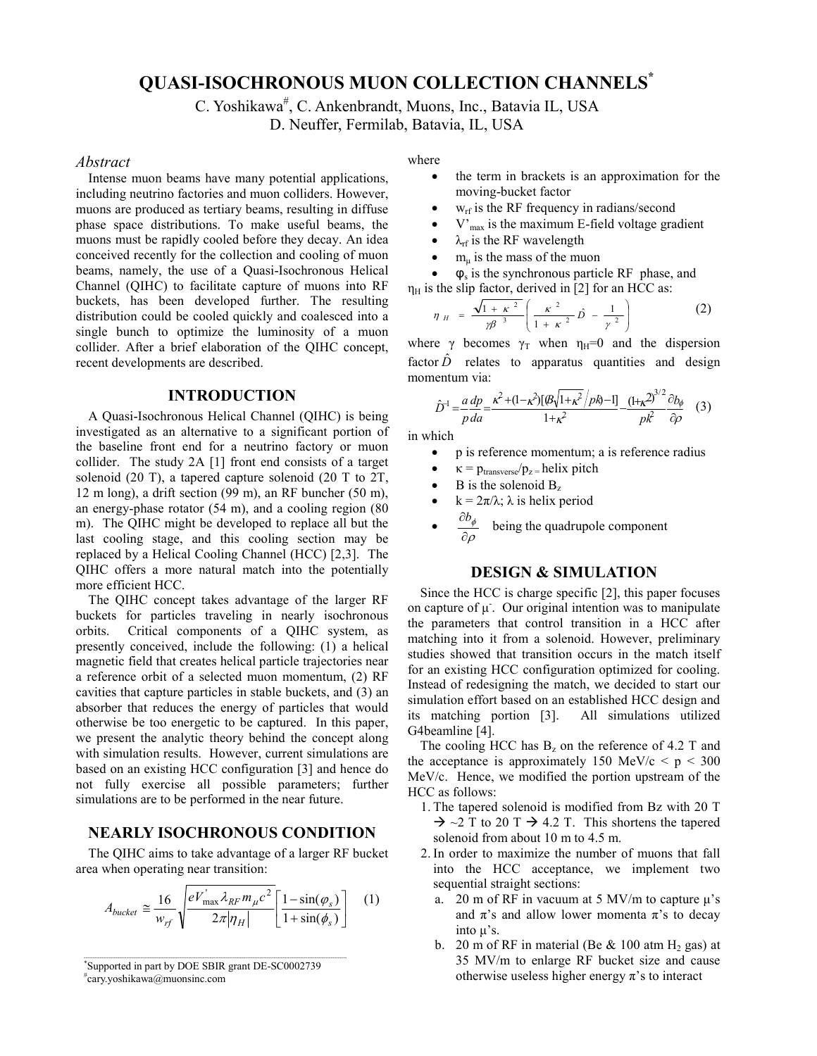# QUASI-ISOCHRONOUS MUON COLLECTION CHANNELS*

C. Yoshikawa#, C. Ankenbrandt, Muons, Inc., Batavia IL, USA
D. Neuffer, Fermilab, Batavia, IL, USA

## Abstract

Intense muon beams have many potential applications, including neutrino factories and muon colliders. However, muons are produced as tertiary beams, resulting in diffuse phase space distributions. To make useful beams, the muons must be rapidly cooled before they decay. An idea conceived recently for the collection and cooling of muon beams, namely, the use of a Quasi-Isochronous Helical Channel (QIHC) to facilitate capture of muons into RF buckets, has been developed further. The resulting distribution could be cooled quickly and coalesced into a single bunch to optimize the luminosity of a muon collider. After a brief elaboration of the QIHC concept, recent developments are described.

## INTRODUCTION

A Quasi-Isochronous Helical Channel (QIHC) is being investigated as an alternative to a significant portion of the baseline front end for a neutrino factory or muon collider. The study 2A [1] front end consists of a target solenoid (20 T), a tapered capture solenoid (20 T to 2T, 12 m long), a drift section (99 m), an RF buncher (50 m), an energy-phase rotator (54 m), and a cooling region (80 m). The QIHC might be developed to replace all but the last cooling stage, and this cooling section may be replaced by a Helical Cooling Channel (HCC) [2,3]. The QIHC offers a more natural match into the potentially more efficient HCC.

The QIHC concept takes advantage of the larger RF buckets for particles traveling in nearly isochronous orbits. Critical components of a QIHC system, as presently conceived, include the following: (1) a helical magnetic field that creates helical particle trajectories near a reference orbit of a selected muon momentum, (2) RF cavities that capture particles in stable buckets, and (3) an absorber that reduces the energy of particles that would otherwise be too energetic to be captured. In this paper, we present the analytic theory behind the concept along with simulation results. However, current simulations are based on an existing HCC configuration [3] and hence do not fully exercise all possible parameters; further simulations are to be performed in the near future.

## NEARLY ISOCHRONOUS CONDITION

The QIHC aims to take advantage of a larger RF bucket area when operating near transition:

$$A_{bucket} \cong \frac{16}{w_{rf}}\sqrt{\frac{eV'_{\max}\lambda_{RF}m_{\mu}c^2}{2\pi|\eta_H|}}\left[\frac{1-\sin(\varphi_s)}{1+\sin(\phi_s)}\right] \quad (1)$$

where

- the term in brackets is an approximation for the moving-bucket factor
- $w_{rf}$ is the RF frequency in radians/second
- $V'_{max}$ is the maximum E-field voltage gradient
- $\lambda_{rf}$ is the RF wavelength
- $m_\mu$ is the mass of the muon
- $\varphi_s$ is the synchronous particle RF phase, and

$\eta_H$ is the slip factor, derived in [2] for an HCC as:

$$\eta_H = \frac{\sqrt{1+\kappa^2}}{\gamma\beta^3}\left(\frac{\kappa^2}{1+\kappa^2}\hat{D} - \frac{1}{\gamma^2}\right) \quad (2)$$

where $\gamma$ becomes $\gamma_T$ when $\eta_H$=0 and the dispersion factor $\hat{D}$ relates to apparatus quantities and design momentum via:

$$\hat{D}^{-1} = \frac{a}{p}\frac{dp}{da} = \frac{\kappa^2+(1-\kappa^2)[(B\sqrt{1+\kappa^2}/pk)-1]}{1+\kappa^2} - \frac{(1+\kappa^2)^{3/2}}{pk^2}\frac{\partial b_\phi}{\partial \rho} \quad (3)$$

in which

- p is reference momentum; a is reference radius
- $\kappa = p_{transverse}/p_z$ = helix pitch
- B is the solenoid $B_z$
- $k = 2\pi/\lambda$; $\lambda$ is helix period
- $\frac{\partial b_\phi}{\partial \rho}$ being the quadrupole component

## DESIGN & SIMULATION

Since the HCC is charge specific [2], this paper focuses on capture of $\mu^-$. Our original intention was to manipulate the parameters that control transition in a HCC after matching into it from a solenoid. However, preliminary studies showed that transition occurs in the match itself for an existing HCC configuration optimized for cooling. Instead of redesigning the match, we decided to start our simulation effort based on an established HCC design and its matching portion [3]. All simulations utilized G4beamline [4].

The cooling HCC has $B_z$ on the reference of 4.2 T and the acceptance is approximately 150 MeV/c < p < 300 MeV/c. Hence, we modified the portion upstream of the HCC as follows:

1. The tapered solenoid is modified from Bz with 20 T → ~2 T to 20 T → 4.2 T. This shortens the tapered solenoid from about 10 m to 4.5 m.
2. In order to maximize the number of muons that fall into the HCC acceptance, we implement two sequential straight sections:
   a. 20 m of RF in vacuum at 5 MV/m to capture μ's and π's and allow lower momenta π's to decay into μ's.
   b. 20 m of RF in material (Be & 100 atm $H_2$ gas) at 35 MV/m to enlarge RF bucket size and cause otherwise useless higher energy π's to interact

---

*Supported in part by DOE SBIR grant DE-SC0002739
#cary.yoshikawa@muonsinc.com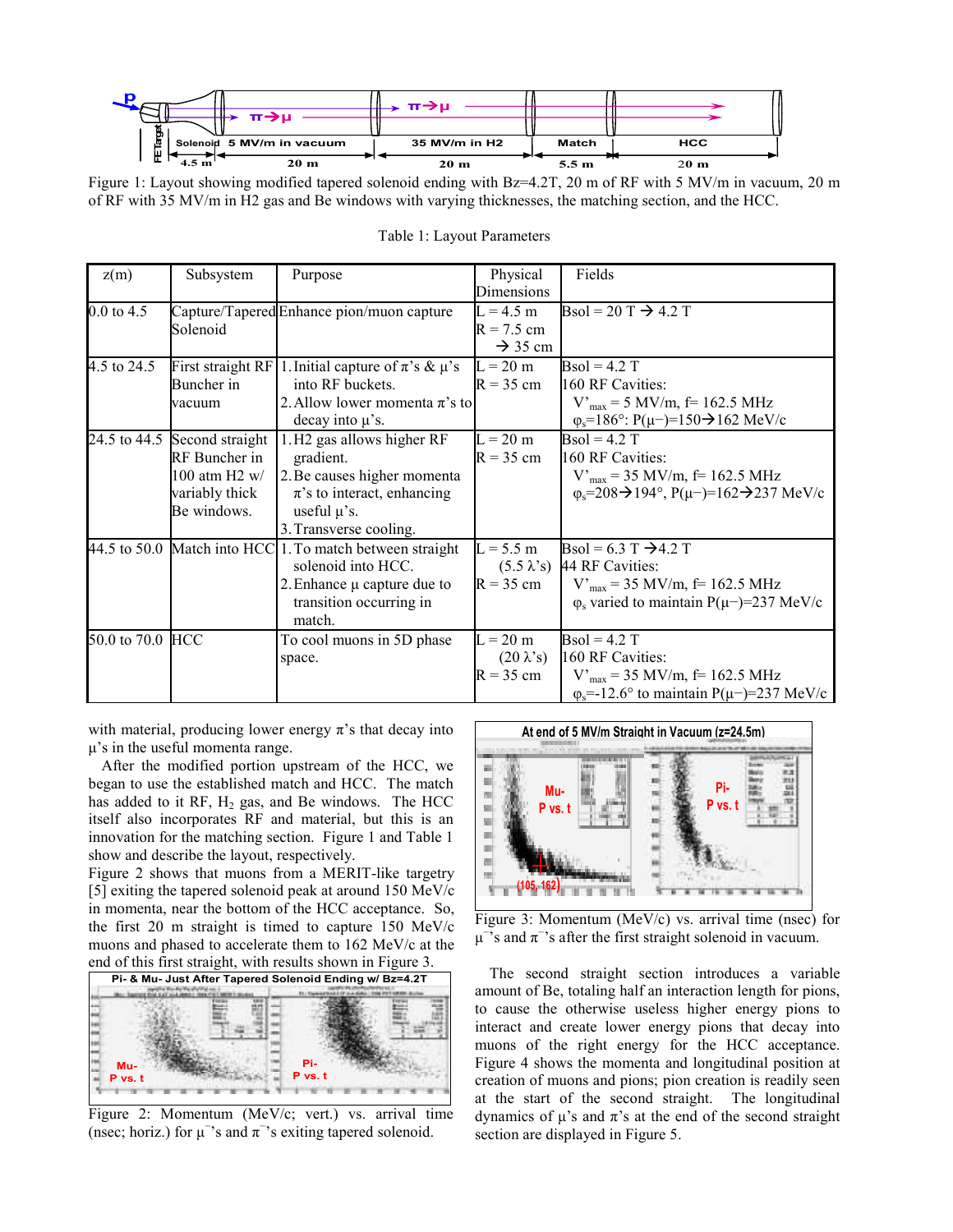Figure 1: Layout showing modified tapered solenoid ending with Bz=4.2T, 20 m of RF with 5 MV/m in vacuum, 20 m of RF with 35 MV/m in H2 gas and Be windows with varying thicknesses, the matching section, and the HCC.

Table 1: Layout Parameters

| z(m) | Subsystem | Purpose | Physical Dimensions | Fields |
|---|---|---|---|---|
| 0.0 to 4.5 | Capture/Tapered Solenoid | Enhance pion/muon capture | L = 4.5 m<br>R = 7.5 cm → 35 cm | Bsol = 20 T → 4.2 T |
| 4.5 to 24.5 | First straight RF Buncher in vacuum | 1. Initial capture of π's & μ's into RF buckets.<br>2. Allow lower momenta π's to decay into μ's. | L = 20 m<br>R = 35 cm | Bsol = 4.2 T<br>160 RF Cavities:<br>$V'_{max}$ = 5 MV/m, f= 162.5 MHz<br>$\varphi_s$=186°: P(μ−)=150→162 MeV/c |
| 24.5 to 44.5 | Second straight RF Buncher in 100 atm H2 w/ variably thick Be windows. | 1. H2 gas allows higher RF gradient.<br>2. Be causes higher momenta π's to interact, enhancing useful μ's.<br>3. Transverse cooling. | L = 20 m<br>R = 35 cm | Bsol = 4.2 T<br>160 RF Cavities:<br>$V'_{max}$ = 35 MV/m, f= 162.5 MHz<br>$\varphi_s$=208→194°, P(μ−)=162→237 MeV/c |
| 44.5 to 50.0 | Match into HCC | 1. To match between straight solenoid into HCC.<br>2. Enhance μ capture due to transition occurring in match. | L = 5.5 m (5.5 λ's)<br>R = 35 cm | Bsol = 6.3 T →4.2 T<br>44 RF Cavities:<br>$V'_{max}$ = 35 MV/m, f= 162.5 MHz<br>$\varphi_s$ varied to maintain P(μ−)=237 MeV/c |
| 50.0 to 70.0 | HCC | To cool muons in 5D phase space. | L = 20 m (20 λ's)<br>R = 35 cm | Bsol = 4.2 T<br>160 RF Cavities:<br>$V'_{max}$ = 35 MV/m, f= 162.5 MHz<br>$\varphi_s$=-12.6° to maintain P(μ−)=237 MeV/c |

with material, producing lower energy π's that decay into μ's in the useful momenta range.

After the modified portion upstream of the HCC, we began to use the established match and HCC. The match has added to it RF, $H_2$ gas, and Be windows. The HCC itself also incorporates RF and material, but this is an innovation for the matching section. Figure 1 and Table 1 show and describe the layout, respectively.

Figure 2 shows that muons from a MERIT-like targetry [5] exiting the tapered solenoid peak at around 150 MeV/c in momenta, near the bottom of the HCC acceptance. So, the first 20 m straight is timed to capture 150 MeV/c muons and phased to accelerate them to 162 MeV/c at the end of this first straight, with results shown in Figure 3.

Figure 2: Momentum (MeV/c; vert.) vs. arrival time (nsec; horiz.) for $\mu^-$'s and $\pi^-$'s exiting tapered solenoid.

Figure 3: Momentum (MeV/c) vs. arrival time (nsec) for $\mu^-$'s and $\pi^-$'s after the first straight solenoid in vacuum.

The second straight section introduces a variable amount of Be, totaling half an interaction length for pions, to cause the otherwise useless higher energy pions to interact and create lower energy pions that decay into muons of the right energy for the HCC acceptance. Figure 4 shows the momenta and longitudinal position at creation of muons and pions; pion creation is readily seen at the start of the second straight. The longitudinal dynamics of μ's and π's at the end of the second straight section are displayed in Figure 5.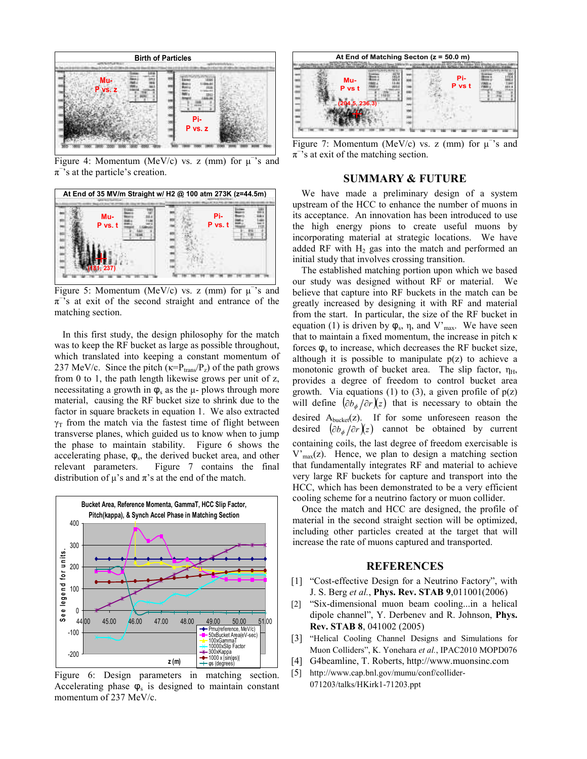Birth of Particles

Mu-
P vs. z

Pi-
P vs. z

Figure 4: Momentum (MeV/c) vs. z (mm) for $\mu^-$'s and $\pi^-$'s at the particle's creation.

At End of 35 MV/m Straight w/ H2 @ 100 atm 273K (z=44.5m)

Mu-
P vs. t

(181, 237)

Pi-
P vs. t

Figure 5: Momentum (MeV/c) vs. z (mm) for $\mu^-$'s and $\pi^-$'s at exit of the second straight and entrance of the matching section.

In this first study, the design philosophy for the match was to keep the RF bucket as large as possible throughout, which translated into keeping a constant momentum of 237 MeV/c. Since the pitch ($\kappa$=$P_{trans}$/$P_z$) of the path grows from 0 to 1, the path length likewise grows per unit of z, necessitating a growth in $\varphi_s$ as the $\mu$- plows through more material, causing the RF bucket size to shrink due to the factor in square brackets in equation 1. We also extracted $\gamma_T$ from the match via the fastest time of flight between transverse planes, which guided us to know when to jump the phase to maintain stability. Figure 6 shows the accelerating phase, $\varphi_s$, the derived bucket area, and other relevant parameters. Figure 7 contains the final distribution of $\mu$'s and $\pi$'s at the end of the match.

Bucket Area, Reference Momenta, GammaT, HCC Slip Factor, Pitch(kappa), & Synch Accel Phase in Matching Section

See legend for units.

400
300
200
100
0
-100
-200

44.00 45.00 46.00 47.00 48.00 49.00 50.00 51.00

z (m)

Pmu(reference, MeV/c)
50xBucket Area(eV-sec)
100xGammaT
10000xSlip Factor
300xKappa
1000 x |sin(φs)|
φs (degrees)

Figure 6: Design parameters in matching section. Accelerating phase $\varphi_s$ is designed to maintain constant momentum of 237 MeV/c.

At End of Matching Secton (z = 50.0 m)

Mu-
P vs t

(204.5, 236.3)

Pi-
P vs t

Figure 7: Momentum (MeV/c) vs. z (mm) for $\mu^-$'s and $\pi^-$'s at exit of the matching section.

## SUMMARY & FUTURE

We have made a preliminary design of a system upstream of the HCC to enhance the number of muons in its acceptance. An innovation has been introduced to use the high energy pions to create useful muons by incorporating material at strategic locations. We have added RF with $H_2$ gas into the match and performed an initial study that involves crossing transition.

The established matching portion upon which we based our study was designed without RF or material. We believe that capture into RF buckets in the match can be greatly increased by designing it with RF and material from the start. In particular, the size of the RF bucket in equation (1) is driven by $\varphi_s$, $\eta$, and $V'_{max}$. We have seen that to maintain a fixed momentum, the increase in pitch $\kappa$ forces $\varphi_s$ to increase, which decreases the RF bucket size, although it is possible to manipulate p(z) to achieve a monotonic growth of bucket area. The slip factor, $\eta_H$, provides a degree of freedom to control bucket area growth. Via equations (1) to (3), a given profile of p(z) will define $(\partial b_\phi/\partial r)(z)$ that is necessary to obtain the desired $A_{bucket}(z)$. If for some unforeseen reason the desired $(\partial b_\phi/\partial r)(z)$ cannot be obtained by current containing coils, the last degree of freedom exercisable is $V'_{max}(z)$. Hence, we plan to design a matching section that fundamentally integrates RF and material to achieve very large RF buckets for capture and transport into the HCC, which has been demonstrated to be a very efficient cooling scheme for a neutrino factory or muon collider.

Once the match and HCC are designed, the profile of material in the second straight section will be optimized, including other particles created at the target that will increase the rate of muons captured and transported.

## REFERENCES

[1] "Cost-effective Design for a Neutrino Factory", with J. S. Berg *et al.*, **Phys. Rev. STAB 9**,011001(2006)

[2] "Six-dimensional muon beam cooling...in a helical dipole channel", Y. Derbenev and R. Johnson, **Phys. Rev. STAB 8**, 041002 (2005)

[3] "Helical Cooling Channel Designs and Simulations for Muon Colliders", K. Yonehara *et al.*, IPAC2010 MOPD076

[4] G4beamline, T. Roberts, http://www.muonsinc.com

[5] http://www.cap.bnl.gov/mumu/conf/collider-071203/talks/HKirk1-71203.ppt